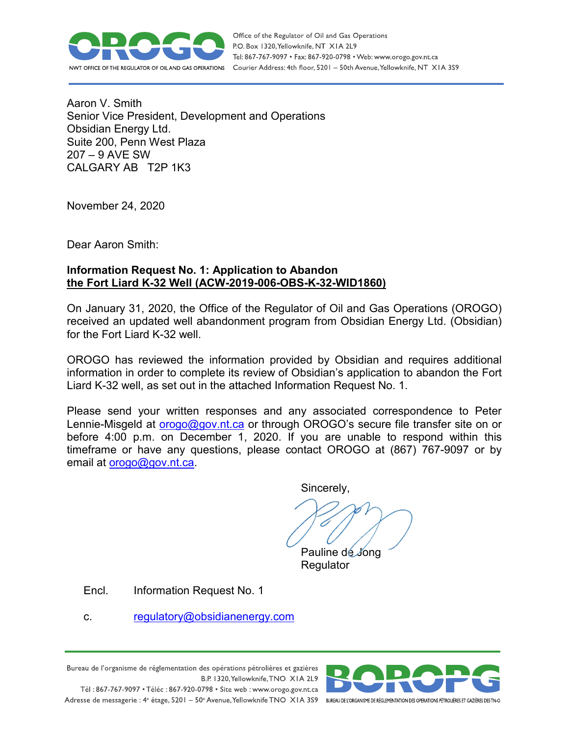Office of the Regulator of Oil and Gas Operations
P.O. Box 1320, Yellowknife, NT X1A 2L9
Tel: 867-767-9097 • Fax: 867-920-0798 • Web: www.orogo.gov.nt.ca
Courier Address: 4th floor, 5201 – 50th Avenue, Yellowknife, NT X1A 3S9

Aaron V. Smith
Senior Vice President, Development and Operations
Obsidian Energy Ltd.
Suite 200, Penn West Plaza
207 – 9 AVE SW
CALGARY AB T2P 1K3

November 24, 2020

Dear Aaron Smith:

**Information Request No. 1: Application to Abandon**
**the Fort Liard K-32 Well (ACW-2019-006-OBS-K-32-WID1860)**

On January 31, 2020, the Office of the Regulator of Oil and Gas Operations (OROGO) received an updated well abandonment program from Obsidian Energy Ltd. (Obsidian) for the Fort Liard K-32 well.

OROGO has reviewed the information provided by Obsidian and requires additional information in order to complete its review of Obsidian's application to abandon the Fort Liard K-32 well, as set out in the attached Information Request No. 1.

Please send your written responses and any associated correspondence to Peter Lennie-Misgeld at orogo@gov.nt.ca or through OROGO's secure file transfer site on or before 4:00 p.m. on December 1, 2020. If you are unable to respond within this timeframe or have any questions, please contact OROGO at (867) 767-9097 or by email at orogo@gov.nt.ca.

Sincerely,

Pauline de Jong
Regulator

Encl. Information Request No. 1

c. regulatory@obsidianenergy.com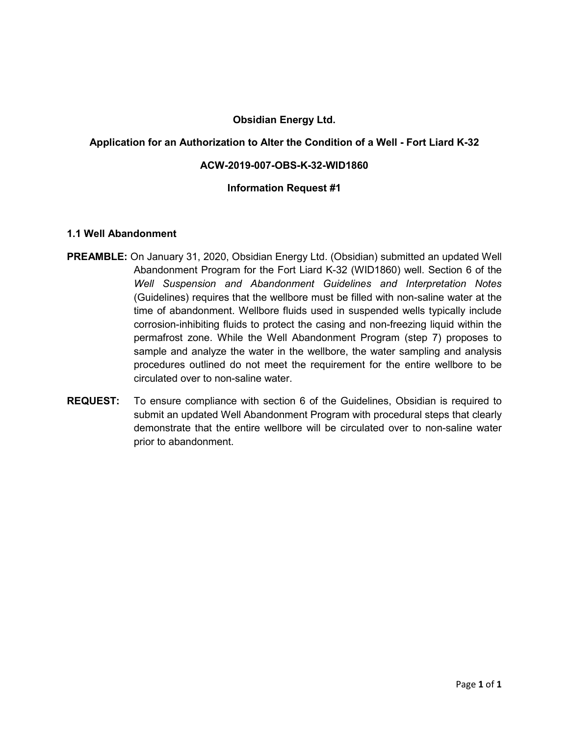**Obsidian Energy Ltd.**

**Application for an Authorization to Alter the Condition of a Well - Fort Liard K-32**

**ACW-2019-007-OBS-K-32-WID1860**

**Information Request #1**

### 1.1 Well Abandonment

**PREAMBLE:** On January 31, 2020, Obsidian Energy Ltd. (Obsidian) submitted an updated Well Abandonment Program for the Fort Liard K-32 (WID1860) well. Section 6 of the *Well Suspension and Abandonment Guidelines and Interpretation Notes* (Guidelines) requires that the wellbore must be filled with non-saline water at the time of abandonment. Wellbore fluids used in suspended wells typically include corrosion-inhibiting fluids to protect the casing and non-freezing liquid within the permafrost zone. While the Well Abandonment Program (step 7) proposes to sample and analyze the water in the wellbore, the water sampling and analysis procedures outlined do not meet the requirement for the entire wellbore to be circulated over to non-saline water.

**REQUEST:** To ensure compliance with section 6 of the Guidelines, Obsidian is required to submit an updated Well Abandonment Program with procedural steps that clearly demonstrate that the entire wellbore will be circulated over to non-saline water prior to abandonment.